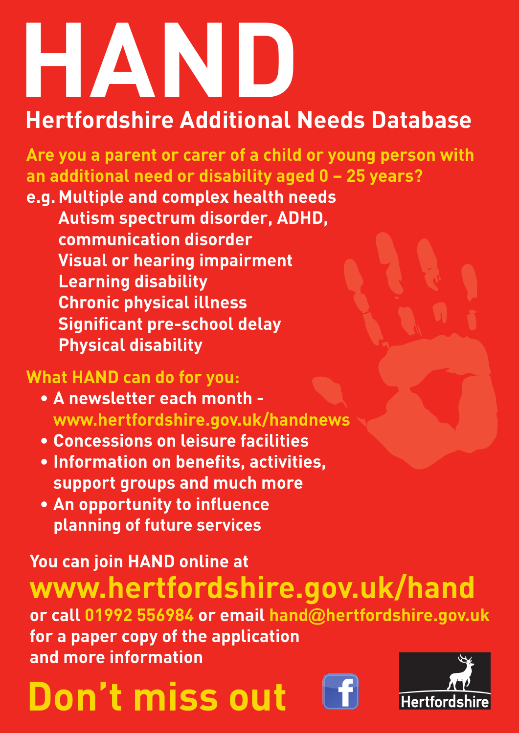# HAND

## Hertfordshire Additional Needs Database

**Are you a parent or carer of a child or young person with an additional need or disability aged 0 – 25 years?**

**e.g.**
- **Multiple and complex health needs**
- **Autism spectrum disorder, ADHD, communication disorder**
- **Visual or hearing impairment**
- **Learning disability**
- **Chronic physical illness**
- **Significant pre-school delay**
- **Physical disability**

**What HAND can do for you:**

- **A newsletter each month - www.hertfordshire.gov.uk/handnews**
- **Concessions on leisure facilities**
- **Information on benefits, activities, support groups and much more**
- **An opportunity to influence planning of future services**

**You can join HAND online at**

## www.hertfordshire.gov.uk/hand

**or call 01992 556984 or email hand@hertfordshire.gov.uk for a paper copy of the application and more information**

# Don't miss out

Hertfordshire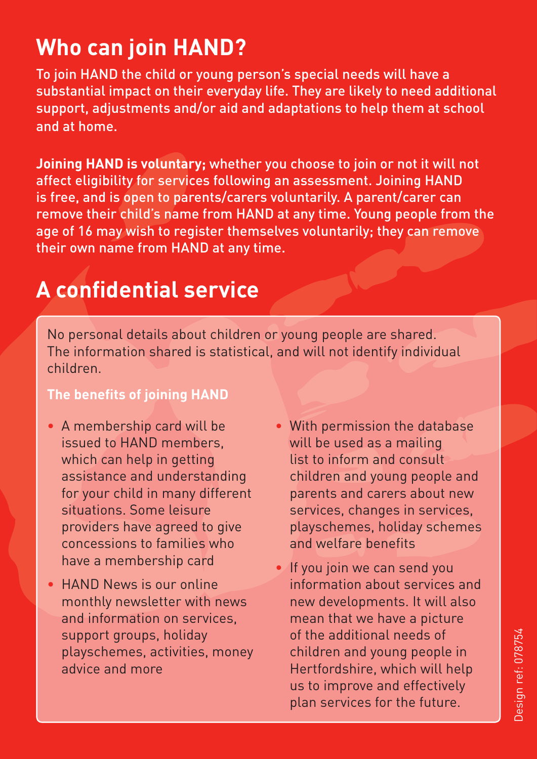## Who can join HAND?

To join HAND the child or young person's special needs will have a substantial impact on their everyday life. They are likely to need additional support, adjustments and/or aid and adaptations to help them at school and at home.

**Joining HAND is voluntary;** whether you choose to join or not it will not affect eligibility for services following an assessment. Joining HAND is free, and is open to parents/carers voluntarily. A parent/carer can remove their child's name from HAND at any time. Young people from the age of 16 may wish to register themselves voluntarily; they can remove their own name from HAND at any time.

## A confidential service

No personal details about children or young people are shared. The information shared is statistical, and will not identify individual children.

**The benefits of joining HAND**

- A membership card will be issued to HAND members, which can help in getting assistance and understanding for your child in many different situations. Some leisure providers have agreed to give concessions to families who have a membership card
- HAND News is our online monthly newsletter with news and information on services, support groups, holiday playschemes, activities, money advice and more
- With permission the database will be used as a mailing list to inform and consult children and young people and parents and carers about new services, changes in services, playschemes, holiday schemes and welfare benefits
- If you join we can send you information about services and new developments. It will also mean that we have a picture of the additional needs of children and young people in Hertfordshire, which will help us to improve and effectively plan services for the future.

Design ref: 078754